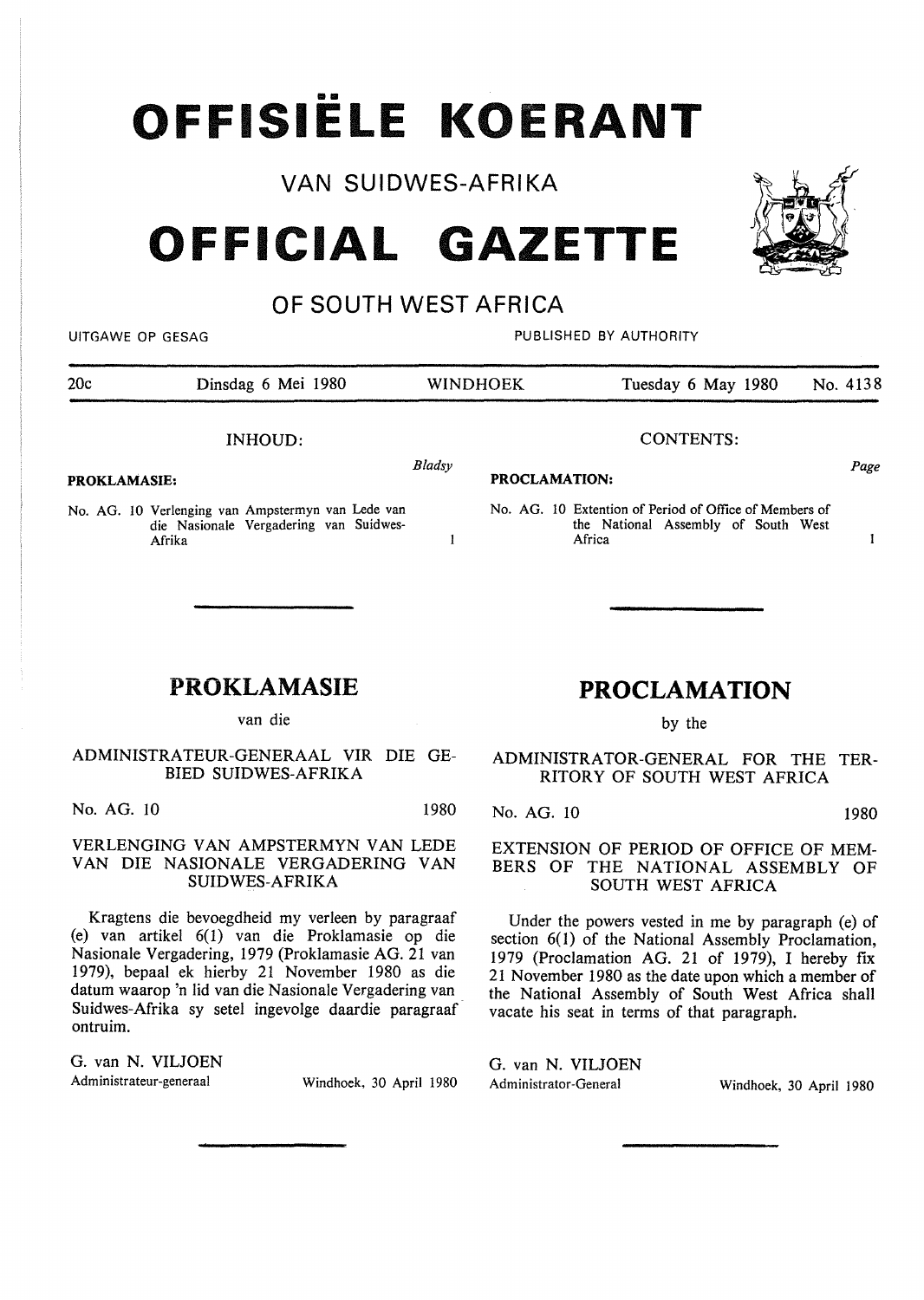# OFFISIËLE KOERANT

## VAN SUIDWES-AFRIKA

# OFFICIAL GAZETTE

## OF SOUTH WEST AFRICA

UITGAWE OP GESAG — PUBLISHED BY AUTHORITY

| | | | | |
|---|---|---|---|---|
| 20c | Dinsdag 6 Mei 1980 | WINDHOEK | Tuesday 6 May 1980 | No. 4138 |

INHOUD:

**PROKLAMASIE:**

| | *Bladsy* |
|---|---|
| No. AG. 10 Verlenging van Ampstermyn van Lede van die Nasionale Vergadering van Suidwes-Afrika | 1 |

CONTENTS:

**PROCLAMATION:**

| | *Page* |
|---|---|
| No. AG. 10 Extention of Period of Office of Members of the National Assembly of South West Africa | 1 |

## PROKLAMASIE

van die

ADMINISTRATEUR-GENERAAL VIR DIE GEBIED SUIDWES-AFRIKA

No. AG. 10 — 1980

VERLENGING VAN AMPSTERMYN VAN LEDE VAN DIE NASIONALE VERGADERING VAN SUIDWES-AFRIKA

Kragtens die bevoegdheid my verleen by paragraaf (e) van artikel 6(1) van die Proklamasie op die Nasionale Vergadering, 1979 (Proklamasie AG. 21 van 1979), bepaal ek hierby 21 November 1980 as die datum waarop 'n lid van die Nasionale Vergadering van Suidwes-Afrika sy setel ingevolge daardie paragraaf ontruim.

G. van N. VILJOEN
Administrateur-generaal — Windhoek, 30 April 1980

## PROCLAMATION

by the

ADMINISTRATOR-GENERAL FOR THE TERRITORY OF SOUTH WEST AFRICA

No. AG. 10 — 1980

EXTENSION OF PERIOD OF OFFICE OF MEMBERS OF THE NATIONAL ASSEMBLY OF SOUTH WEST AFRICA

Under the powers vested in me by paragraph (e) of section 6(1) of the National Assembly Proclamation, 1979 (Proclamation AG. 21 of 1979), I hereby fix 21 November 1980 as the date upon which a member of the National Assembly of South West Africa shall vacate his seat in terms of that paragraph.

G. van N. VILJOEN
Administrator-General — Windhoek, 30 April 1980